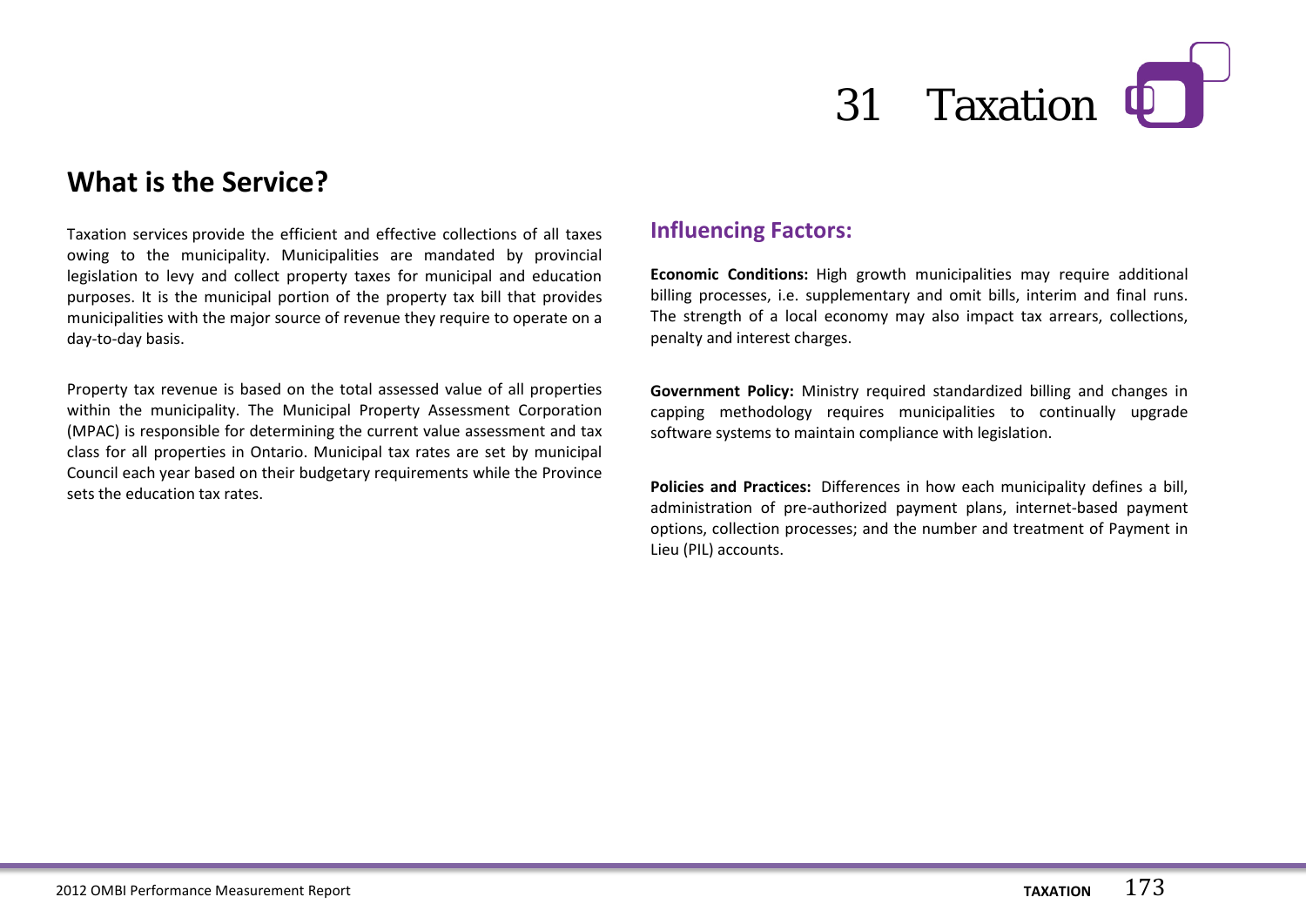# 31 Taxation

## What is the Service?

Taxation services provide the efficient and effective collections of all taxes owing to the municipality. Municipalities are mandated by provincial legislation to levy and collect property taxes for municipal and education purposes. It is the municipal portion of the property tax bill that provides municipalities with the major source of revenue they require to operate on a day-to-day basis.

Property tax revenue is based on the total assessed value of all properties within the municipality. The Municipal Property Assessment Corporation (MPAC) is responsible for determining the current value assessment and tax class for all properties in Ontario. Municipal tax rates are set by municipal Council each year based on their budgetary requirements while the Province sets the education tax rates.

### Influencing Factors:

**Economic Conditions:** High growth municipalities may require additional billing processes, i.e. supplementary and omit bills, interim and final runs. The strength of a local economy may also impact tax arrears, collections, penalty and interest charges.

**Government Policy:** Ministry required standardized billing and changes in capping methodology requires municipalities to continually upgrade software systems to maintain compliance with legislation.

**Policies and Practices:** Differences in how each municipality defines a bill, administration of pre-authorized payment plans, internet-based payment options, collection processes; and the number and treatment of Payment in Lieu (PIL) accounts.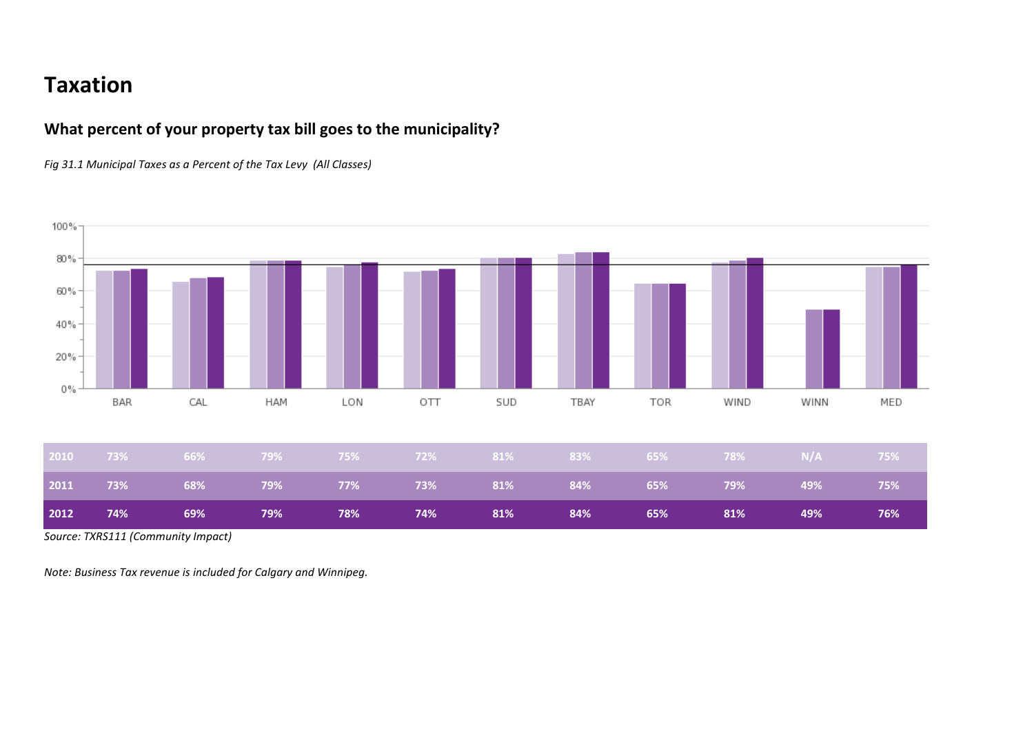# Taxation

## What percent of your property tax bill goes to the municipality?

*Fig 31.1 Municipal Taxes as a Percent of the Tax Levy (All Classes)*

| | BAR | CAL | HAM | LON | OTT | SUD | TBAY | TOR | WIND | WINN | MED |
|---|---|---|---|---|---|---|---|---|---|---|---|
| 2010 | 73% | 66% | 79% | 75% | 72% | 81% | 83% | 65% | 78% | N/A | 75% |
| 2011 | 73% | 68% | 79% | 77% | 73% | 81% | 84% | 65% | 79% | 49% | 75% |
| 2012 | 74% | 69% | 79% | 78% | 74% | 81% | 84% | 65% | 81% | 49% | 76% |

*Source: TXRS111 (Community Impact)*

*Note: Business Tax revenue is included for Calgary and Winnipeg.*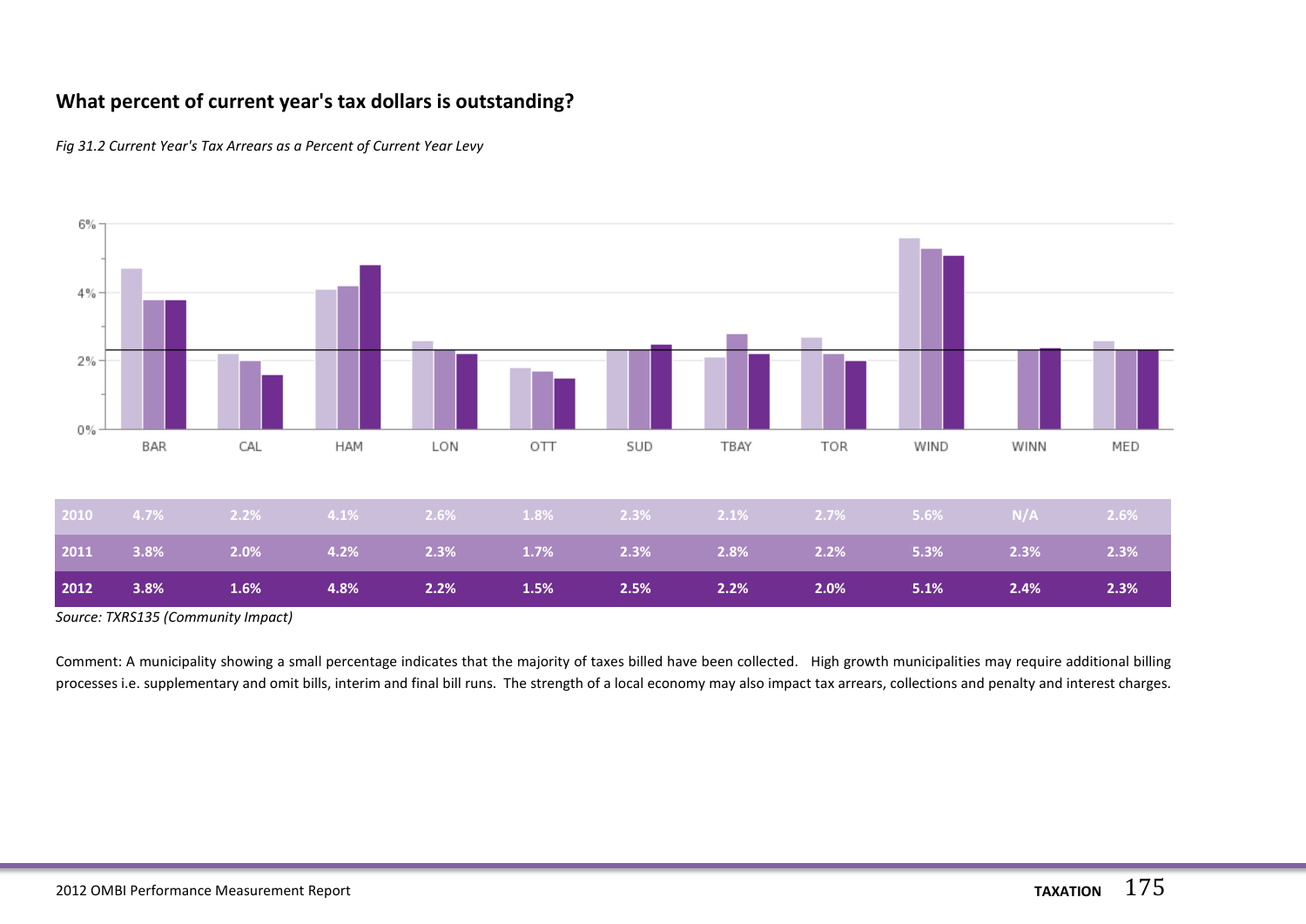## What percent of current year's tax dollars is outstanding?

*Fig 31.2 Current Year's Tax Arrears as a Percent of Current Year Levy*

| | BAR | CAL | HAM | LON | OTT | SUD | TBAY | TOR | WIND | WINN | MED |
|---|---|---|---|---|---|---|---|---|---|---|---|
| 2010 | 4.7% | 2.2% | 4.1% | 2.6% | 1.8% | 2.3% | 2.1% | 2.7% | 5.6% | N/A | 2.6% |
| 2011 | 3.8% | 2.0% | 4.2% | 2.3% | 1.7% | 2.3% | 2.8% | 2.2% | 5.3% | 2.3% | 2.3% |
| 2012 | 3.8% | 1.6% | 4.8% | 2.2% | 1.5% | 2.5% | 2.2% | 2.0% | 5.1% | 2.4% | 2.3% |

*Source: TXRS135 (Community Impact)*

Comment: A municipality showing a small percentage indicates that the majority of taxes billed have been collected. High growth municipalities may require additional billing processes i.e. supplementary and omit bills, interim and final bill runs. The strength of a local economy may also impact tax arrears, collections and penalty and interest charges.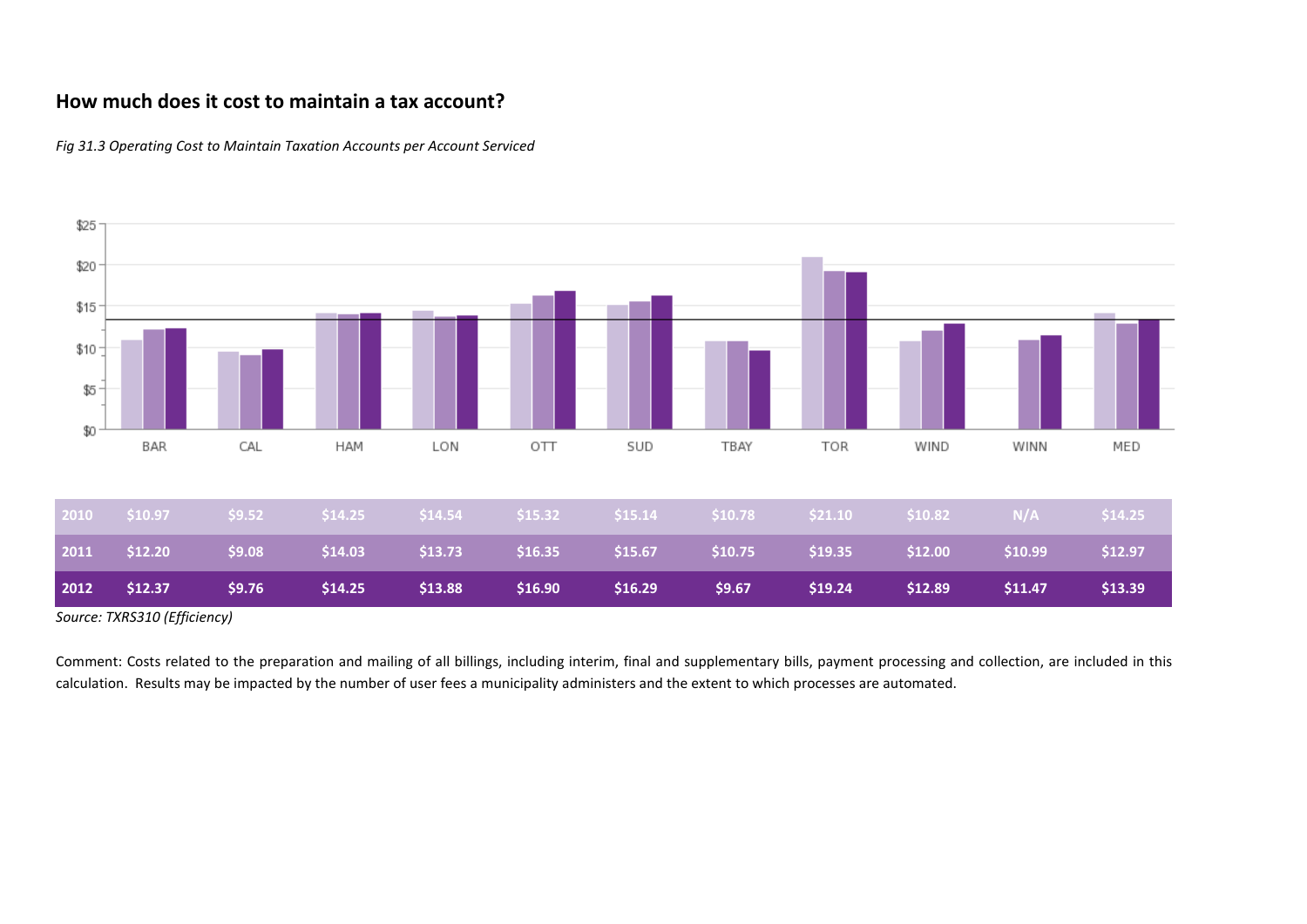## How much does it cost to maintain a tax account?

*Fig 31.3 Operating Cost to Maintain Taxation Accounts per Account Serviced*

| | BAR | CAL | HAM | LON | OTT | SUD | TBAY | TOR | WIND | WINN | MED |
|---|---|---|---|---|---|---|---|---|---|---|---|
| 2010 | $10.97 | $9.52 | $14.25 | $14.54 | $15.32 | $15.14 | $10.78 | $21.10 | $10.82 | N/A | $14.25 |
| 2011 | $12.20 | $9.08 | $14.03 | $13.73 | $16.35 | $15.67 | $10.75 | $19.35 | $12.00 | $10.99 | $12.97 |
| 2012 | $12.37 | $9.76 | $14.25 | $13.88 | $16.90 | $16.29 | $9.67 | $19.24 | $12.89 | $11.47 | $13.39 |

*Source: TXRS310 (Efficiency)*

Comment: Costs related to the preparation and mailing of all billings, including interim, final and supplementary bills, payment processing and collection, are included in this calculation. Results may be impacted by the number of user fees a municipality administers and the extent to which processes are automated.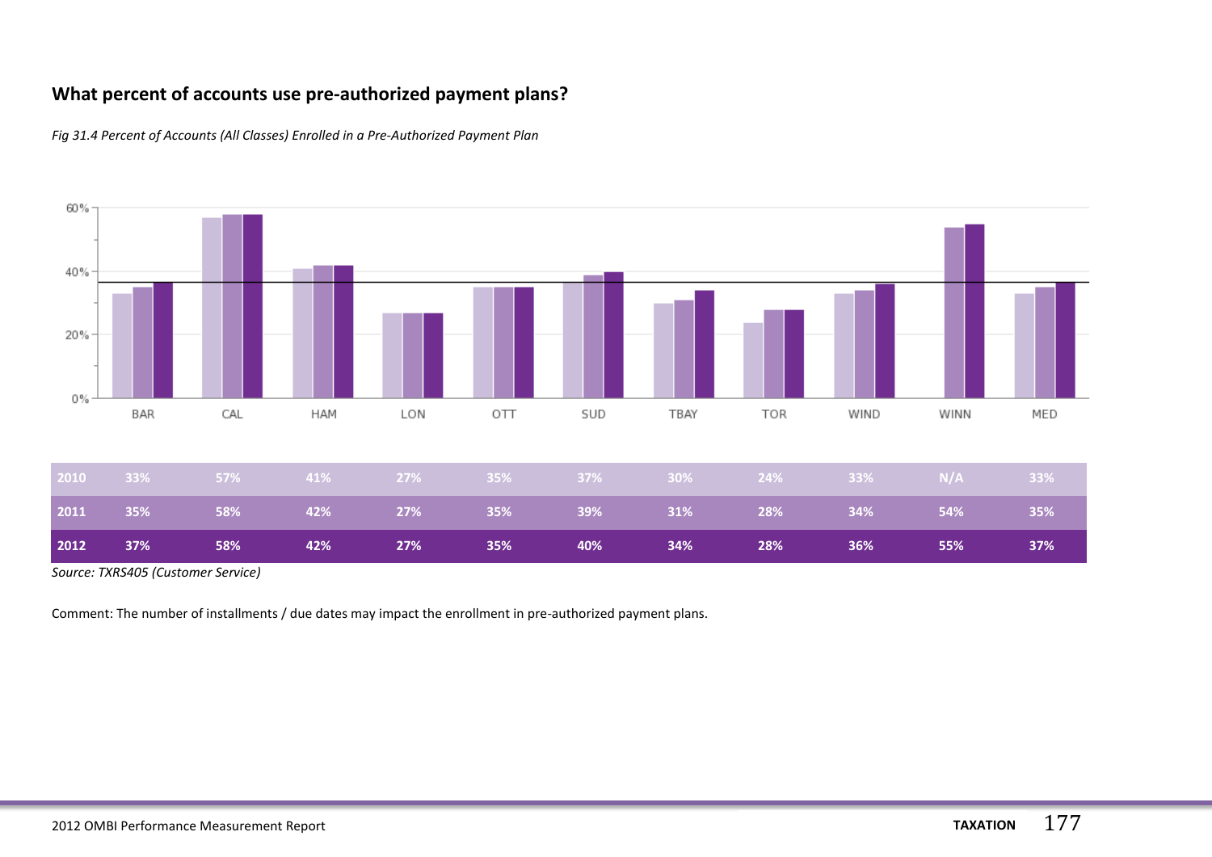### What percent of accounts use pre-authorized payment plans?

*Fig 31.4 Percent of Accounts (All Classes) Enrolled in a Pre-Authorized Payment Plan*

60%
40%
20%
0%

BAR CAL HAM LON OTT SUD TBAY TOR WIND WINN MED

| | | | | | | | | | | | |
|---|---|---|---|---|---|---|---|---|---|---|---|
| **2010** | 33% | 57% | 41% | 27% | 35% | 37% | 30% | 24% | 33% | N/A | 33% |
| **2011** | 35% | 58% | 42% | 27% | 35% | 39% | 31% | 28% | 34% | 54% | 35% |
| **2012** | 37% | 58% | 42% | 27% | 35% | 40% | 34% | 28% | 36% | 55% | 37% |

*Source: TXRS405 (Customer Service)*

Comment: The number of installments / due dates may impact the enrollment in pre-authorized payment plans.